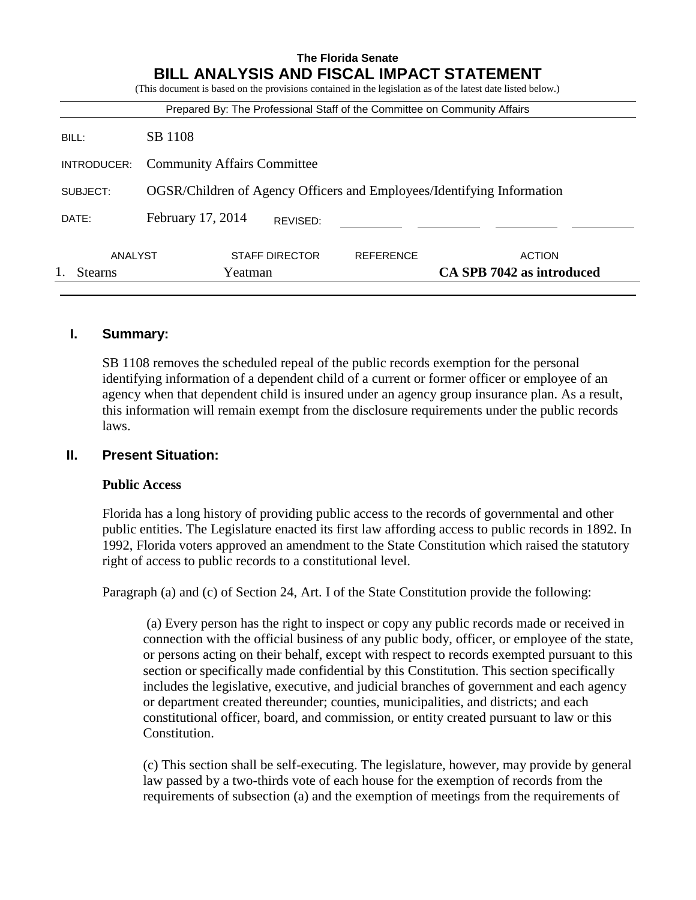**The Florida Senate**

# BILL ANALYSIS AND FISCAL IMPACT STATEMENT

(This document is based on the provisions contained in the legislation as of the latest date listed below.)

Prepared By: The Professional Staff of the Committee on Community Affairs

| | |
|---|---|
| BILL: | SB 1108 |
| INTRODUCER: | Community Affairs Committee |
| SUBJECT: | OGSR/Children of Agency Officers and Employees/Identifying Information |
| DATE: | February 17, 2014 REVISED: |

| ANALYST | STAFF DIRECTOR | REFERENCE | ACTION |
|---|---|---|---|
| 1. Stearns | Yeatman | | **CA SPB 7042 as introduced** |

## I. Summary:

SB 1108 removes the scheduled repeal of the public records exemption for the personal identifying information of a dependent child of a current or former officer or employee of an agency when that dependent child is insured under an agency group insurance plan. As a result, this information will remain exempt from the disclosure requirements under the public records laws.

## II. Present Situation:

### Public Access

Florida has a long history of providing public access to the records of governmental and other public entities. The Legislature enacted its first law affording access to public records in 1892. In 1992, Florida voters approved an amendment to the State Constitution which raised the statutory right of access to public records to a constitutional level.

Paragraph (a) and (c) of Section 24, Art. I of the State Constitution provide the following:

> (a) Every person has the right to inspect or copy any public records made or received in connection with the official business of any public body, officer, or employee of the state, or persons acting on their behalf, except with respect to records exempted pursuant to this section or specifically made confidential by this Constitution. This section specifically includes the legislative, executive, and judicial branches of government and each agency or department created thereunder; counties, municipalities, and districts; and each constitutional officer, board, and commission, or entity created pursuant to law or this Constitution.
>
> (c) This section shall be self-executing. The legislature, however, may provide by general law passed by a two-thirds vote of each house for the exemption of records from the requirements of subsection (a) and the exemption of meetings from the requirements of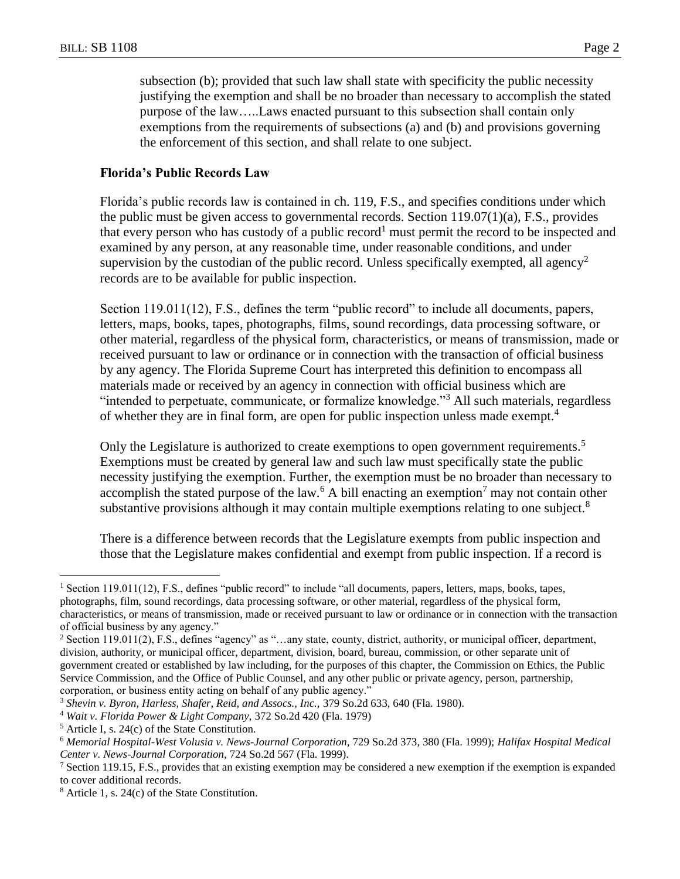subsection (b); provided that such law shall state with specificity the public necessity justifying the exemption and shall be no broader than necessary to accomplish the stated purpose of the law…..Laws enacted pursuant to this subsection shall contain only exemptions from the requirements of subsections (a) and (b) and provisions governing the enforcement of this section, and shall relate to one subject.

**Florida's Public Records Law**

Florida's public records law is contained in ch. 119, F.S., and specifies conditions under which the public must be given access to governmental records. Section 119.07(1)(a), F.S., provides that every person who has custody of a public record[1] must permit the record to be inspected and examined by any person, at any reasonable time, under reasonable conditions, and under supervision by the custodian of the public record. Unless specifically exempted, all agency[2] records are to be available for public inspection.

Section 119.011(12), F.S., defines the term "public record" to include all documents, papers, letters, maps, books, tapes, photographs, films, sound recordings, data processing software, or other material, regardless of the physical form, characteristics, or means of transmission, made or received pursuant to law or ordinance or in connection with the transaction of official business by any agency. The Florida Supreme Court has interpreted this definition to encompass all materials made or received by an agency in connection with official business which are "intended to perpetuate, communicate, or formalize knowledge."[3] All such materials, regardless of whether they are in final form, are open for public inspection unless made exempt.[4]

Only the Legislature is authorized to create exemptions to open government requirements.[5] Exemptions must be created by general law and such law must specifically state the public necessity justifying the exemption. Further, the exemption must be no broader than necessary to accomplish the stated purpose of the law.[6] A bill enacting an exemption[7] may not contain other substantive provisions although it may contain multiple exemptions relating to one subject.[8]

There is a difference between records that the Legislature exempts from public inspection and those that the Legislature makes confidential and exempt from public inspection. If a record is

---

[1] Section 119.011(12), F.S., defines "public record" to include "all documents, papers, letters, maps, books, tapes, photographs, film, sound recordings, data processing software, or other material, regardless of the physical form, characteristics, or means of transmission, made or received pursuant to law or ordinance or in connection with the transaction of official business by any agency."

[2] Section 119.011(2), F.S., defines "agency" as "…any state, county, district, authority, or municipal officer, department, division, authority, or municipal officer, department, division, board, bureau, commission, or other separate unit of government created or established by law including, for the purposes of this chapter, the Commission on Ethics, the Public Service Commission, and the Office of Public Counsel, and any other public or private agency, person, partnership, corporation, or business entity acting on behalf of any public agency."

[3] *Shevin v. Byron, Harless, Shafer, Reid, and Assocs., Inc.,* 379 So.2d 633, 640 (Fla. 1980).

[4] *Wait v. Florida Power & Light Company,* 372 So.2d 420 (Fla. 1979)

[5] Article I, s. 24(c) of the State Constitution.

[6] *Memorial Hospital-West Volusia v. News-Journal Corporation,* 729 So.2d 373, 380 (Fla. 1999); *Halifax Hospital Medical Center v. News-Journal Corporation,* 724 So.2d 567 (Fla. 1999).

[7] Section 119.15, F.S., provides that an existing exemption may be considered a new exemption if the exemption is expanded to cover additional records.

[8] Article 1, s. 24(c) of the State Constitution.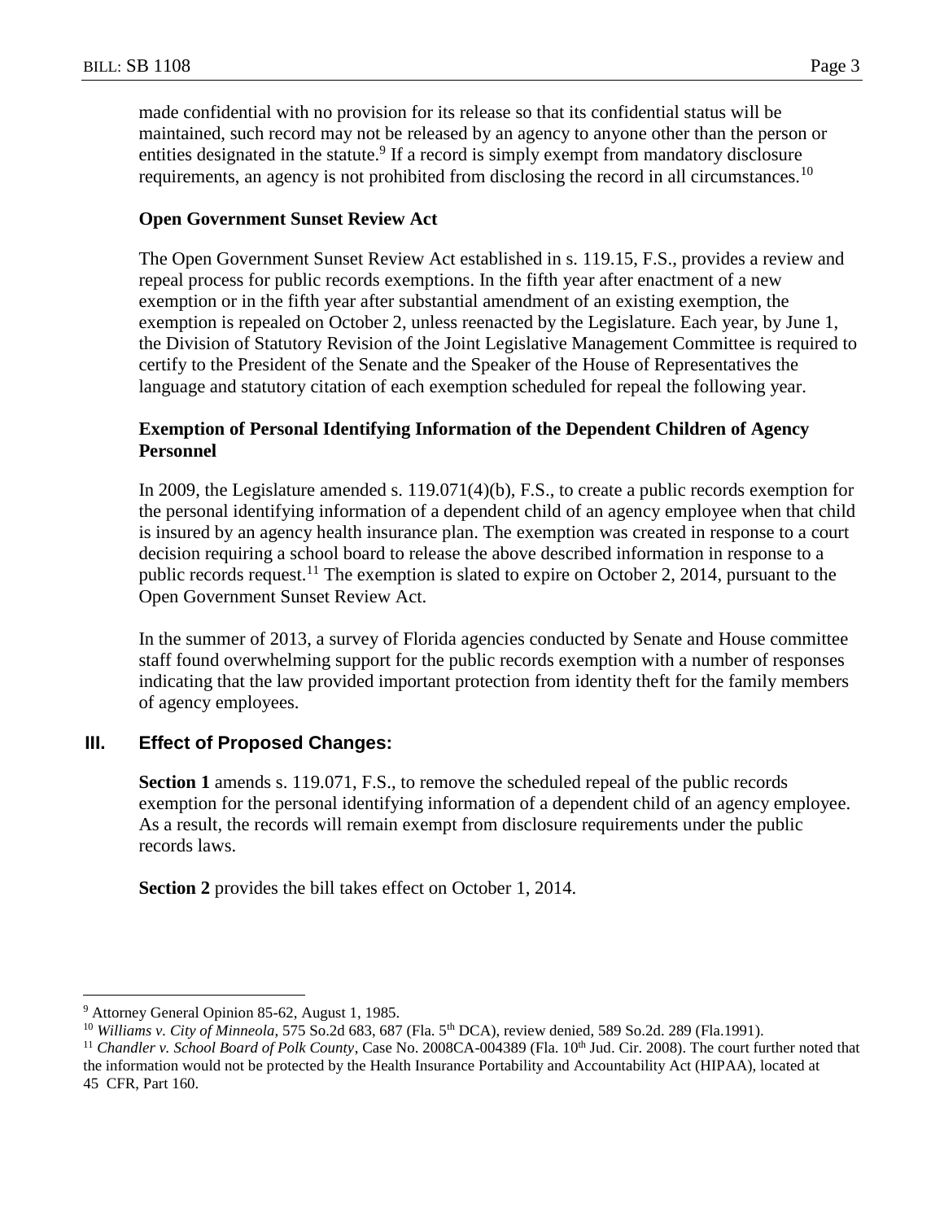made confidential with no provision for its release so that its confidential status will be maintained, such record may not be released by an agency to anyone other than the person or entities designated in the statute.[9] If a record is simply exempt from mandatory disclosure requirements, an agency is not prohibited from disclosing the record in all circumstances.[10]

**Open Government Sunset Review Act**

The Open Government Sunset Review Act established in s. 119.15, F.S., provides a review and repeal process for public records exemptions. In the fifth year after enactment of a new exemption or in the fifth year after substantial amendment of an existing exemption, the exemption is repealed on October 2, unless reenacted by the Legislature. Each year, by June 1, the Division of Statutory Revision of the Joint Legislative Management Committee is required to certify to the President of the Senate and the Speaker of the House of Representatives the language and statutory citation of each exemption scheduled for repeal the following year.

**Exemption of Personal Identifying Information of the Dependent Children of Agency Personnel**

In 2009, the Legislature amended s. 119.071(4)(b), F.S., to create a public records exemption for the personal identifying information of a dependent child of an agency employee when that child is insured by an agency health insurance plan. The exemption was created in response to a court decision requiring a school board to release the above described information in response to a public records request.[11] The exemption is slated to expire on October 2, 2014, pursuant to the Open Government Sunset Review Act.

In the summer of 2013, a survey of Florida agencies conducted by Senate and House committee staff found overwhelming support for the public records exemption with a number of responses indicating that the law provided important protection from identity theft for the family members of agency employees.

## III. Effect of Proposed Changes:

**Section 1** amends s. 119.071, F.S., to remove the scheduled repeal of the public records exemption for the personal identifying information of a dependent child of an agency employee. As a result, the records will remain exempt from disclosure requirements under the public records laws.

**Section 2** provides the bill takes effect on October 1, 2014.

---

[9] Attorney General Opinion 85-62, August 1, 1985.

[10] *Williams v. City of Minneola*, 575 So.2d 683, 687 (Fla. 5th DCA), review denied, 589 So.2d. 289 (Fla.1991).

[11] *Chandler v. School Board of Polk County*, Case No. 2008CA-004389 (Fla. 10th Jud. Cir. 2008). The court further noted that the information would not be protected by the Health Insurance Portability and Accountability Act (HIPAA), located at 45 CFR, Part 160.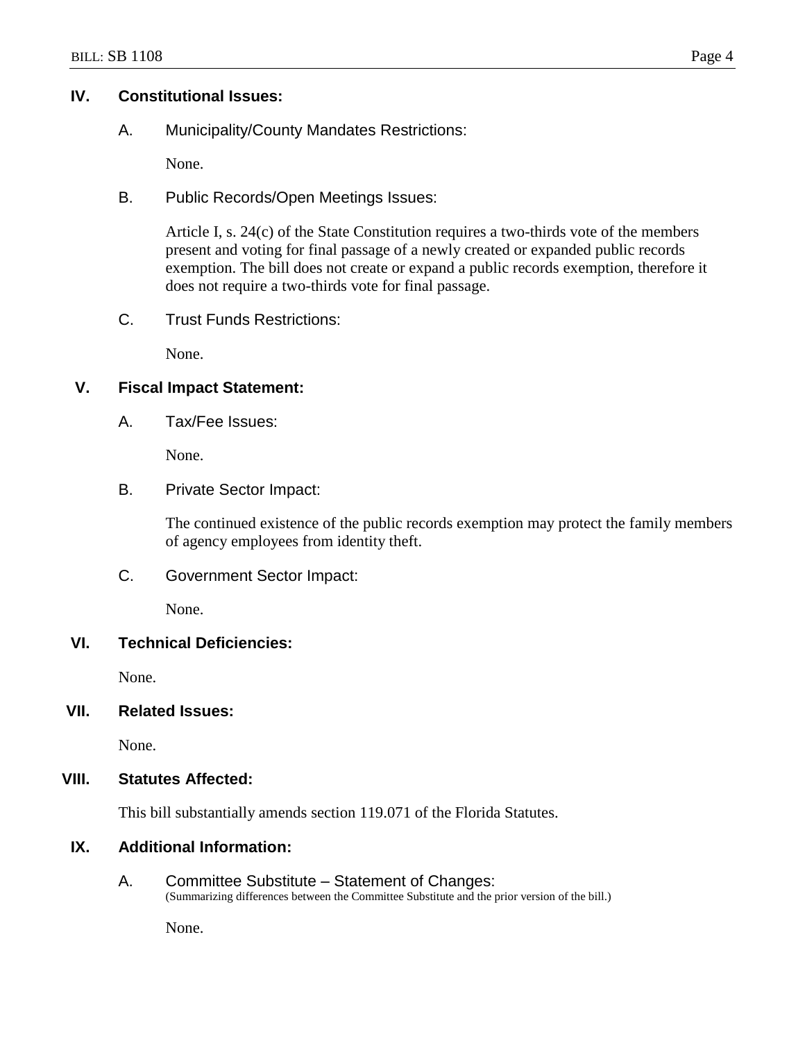## IV. Constitutional Issues:

### A. Municipality/County Mandates Restrictions:

None.

### B. Public Records/Open Meetings Issues:

Article I, s. 24(c) of the State Constitution requires a two-thirds vote of the members present and voting for final passage of a newly created or expanded public records exemption. The bill does not create or expand a public records exemption, therefore it does not require a two-thirds vote for final passage.

### C. Trust Funds Restrictions:

None.

## V. Fiscal Impact Statement:

### A. Tax/Fee Issues:

None.

### B. Private Sector Impact:

The continued existence of the public records exemption may protect the family members of agency employees from identity theft.

### C. Government Sector Impact:

None.

## VI. Technical Deficiencies:

None.

## VII. Related Issues:

None.

## VIII. Statutes Affected:

This bill substantially amends section 119.071 of the Florida Statutes.

## IX. Additional Information:

### A. Committee Substitute – Statement of Changes:

(Summarizing differences between the Committee Substitute and the prior version of the bill.)

None.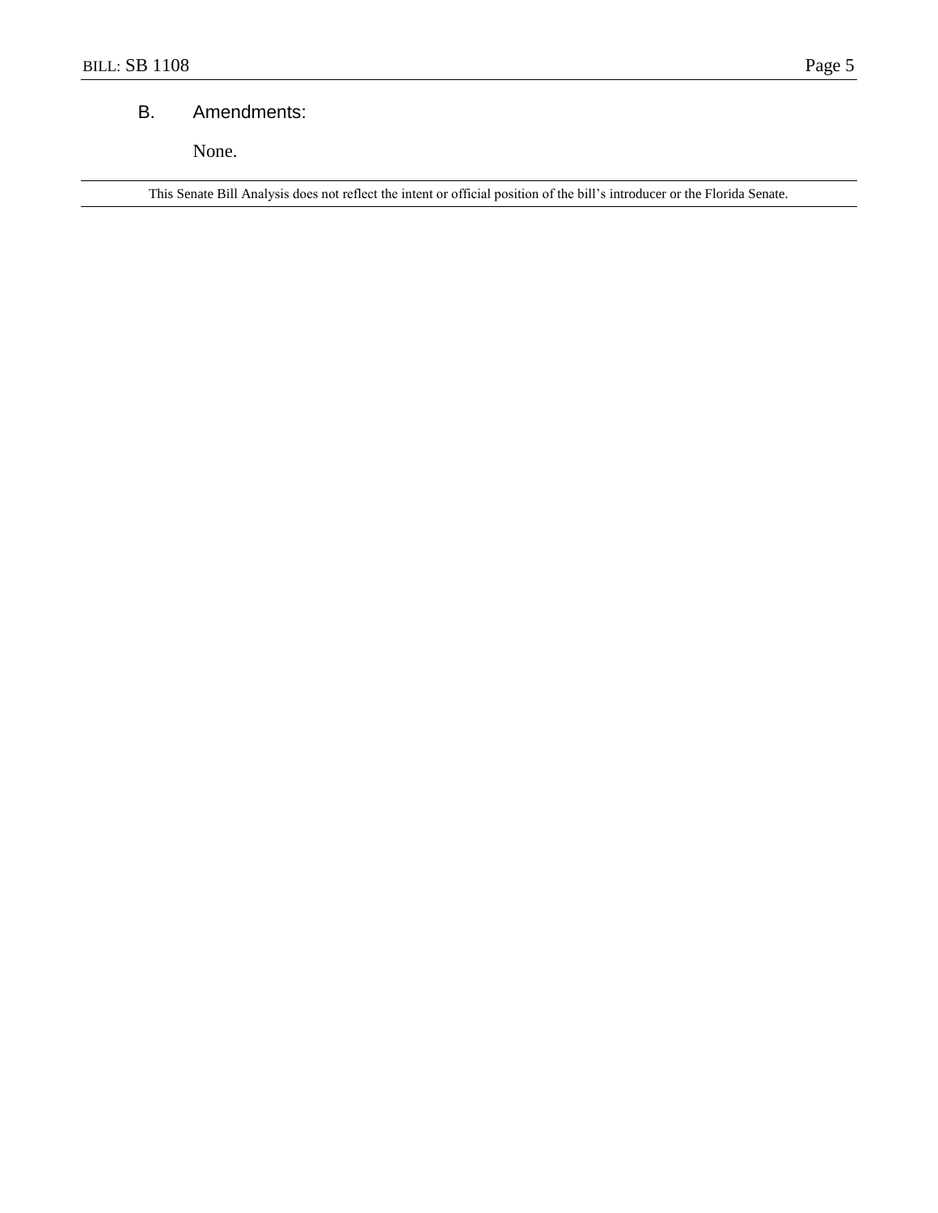## B. Amendments:

None.

---

This Senate Bill Analysis does not reflect the intent or official position of the bill's introducer or the Florida Senate.

---